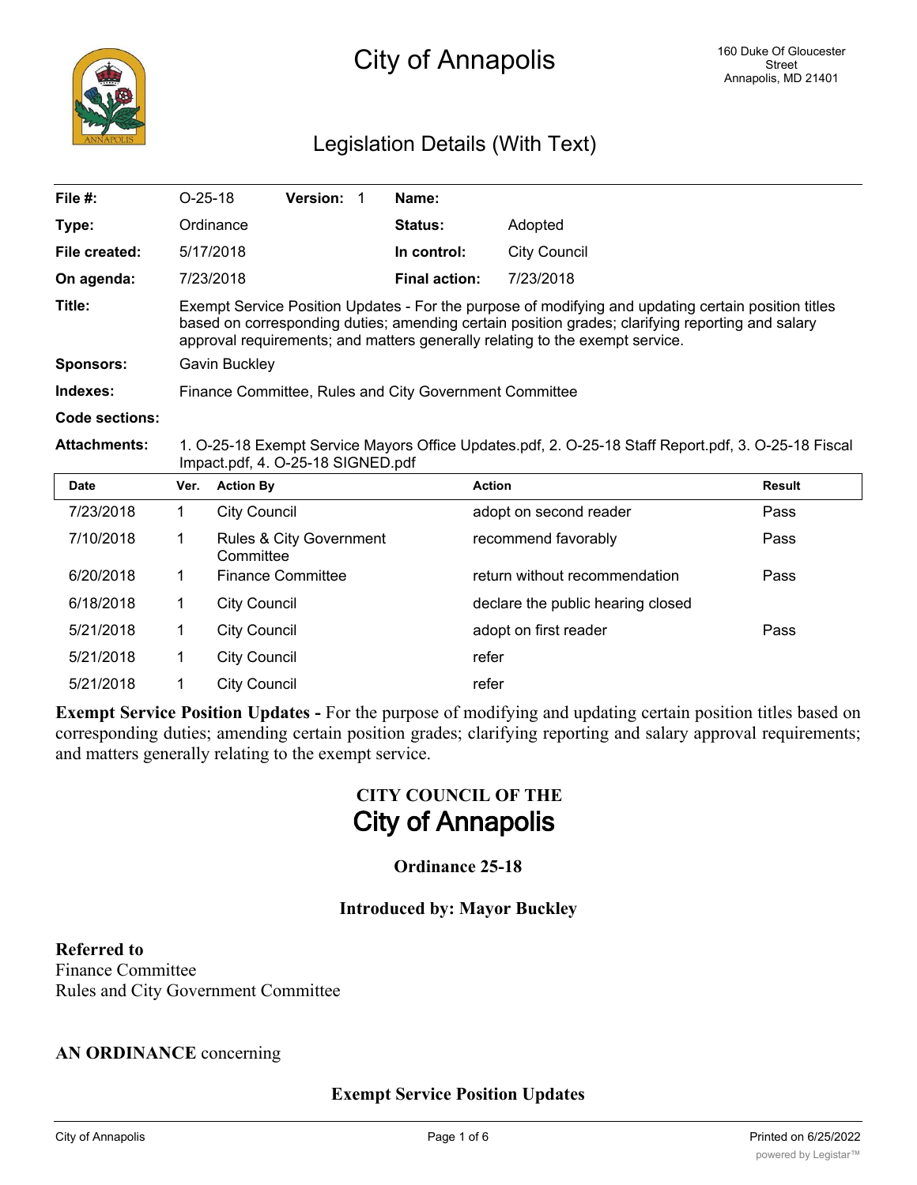# City of Annapolis

160 Duke Of Gloucester Street
Annapolis, MD 21401

## Legislation Details (With Text)

| | | | | | |
|---|---|---|---|---|---|
| **File #:** | O-25-18 | **Version:** 1 | | **Name:** | |
| **Type:** | Ordinance | | | **Status:** | Adopted |
| **File created:** | 5/17/2018 | | | **In control:** | City Council |
| **On agenda:** | 7/23/2018 | | | **Final action:** | 7/23/2018 |

**Title:** Exempt Service Position Updates - For the purpose of modifying and updating certain position titles based on corresponding duties; amending certain position grades; clarifying reporting and salary approval requirements; and matters generally relating to the exempt service.

**Sponsors:** Gavin Buckley

**Indexes:** Finance Committee, Rules and City Government Committee

**Code sections:**

**Attachments:** 1. O-25-18 Exempt Service Mayors Office Updates.pdf, 2. O-25-18 Staff Report.pdf, 3. O-25-18 Fiscal Impact.pdf, 4. O-25-18 SIGNED.pdf

| Date | Ver. | Action By | Action | Result |
|---|---|---|---|---|
| 7/23/2018 | 1 | City Council | adopt on second reader | Pass |
| 7/10/2018 | 1 | Rules & City Government Committee | recommend favorably | Pass |
| 6/20/2018 | 1 | Finance Committee | return without recommendation | Pass |
| 6/18/2018 | 1 | City Council | declare the public hearing closed | |
| 5/21/2018 | 1 | City Council | adopt on first reader | Pass |
| 5/21/2018 | 1 | City Council | refer | |
| 5/21/2018 | 1 | City Council | refer | |

**Exempt Service Position Updates -** For the purpose of modifying and updating certain position titles based on corresponding duties; amending certain position grades; clarifying reporting and salary approval requirements; and matters generally relating to the exempt service.

**CITY COUNCIL OF THE**
# City of Annapolis

**Ordinance 25-18**

**Introduced by: Mayor Buckley**

**Referred to**
Finance Committee
Rules and City Government Committee

**AN ORDINANCE** concerning

**Exempt Service Position Updates**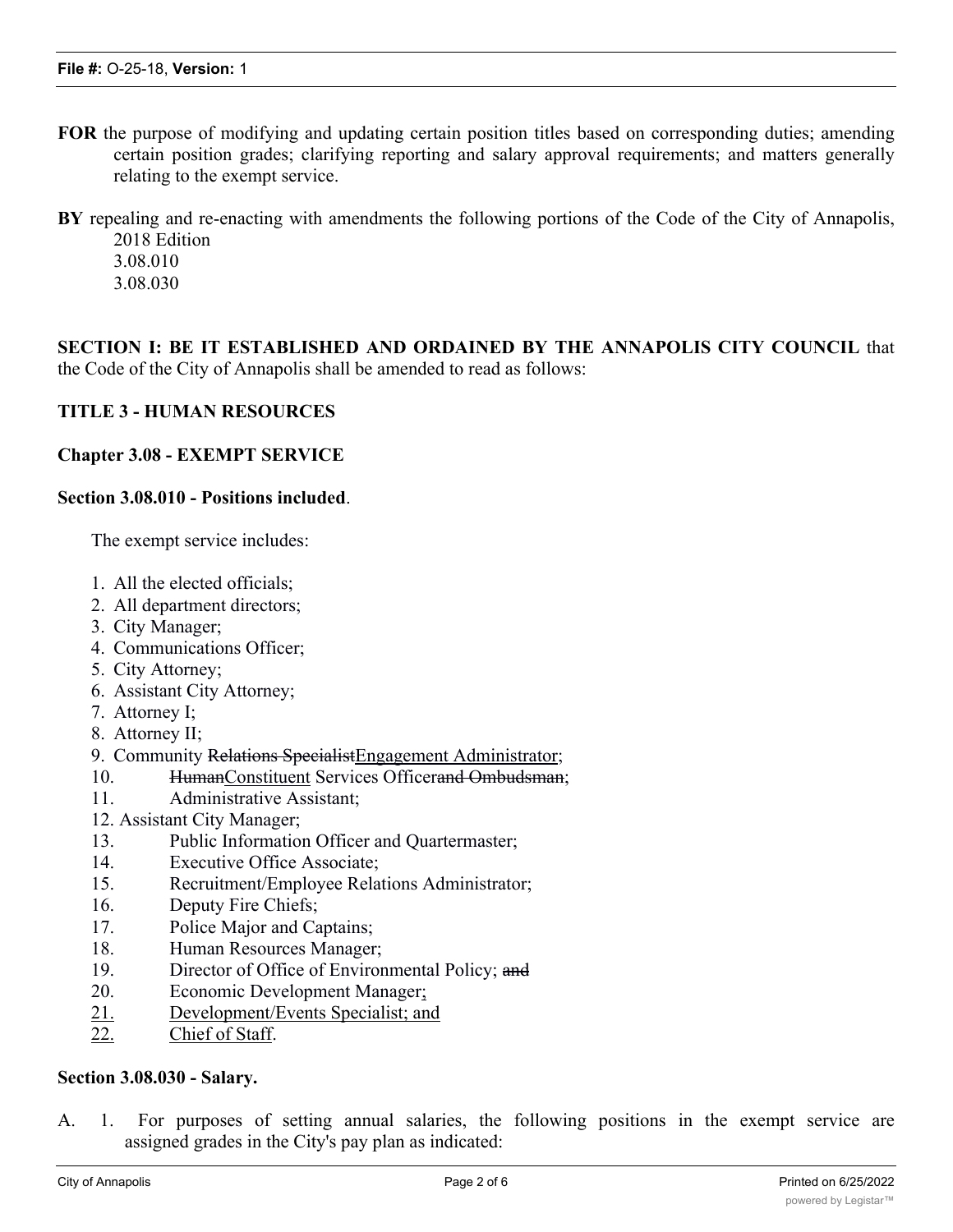**FOR** the purpose of modifying and updating certain position titles based on corresponding duties; amending certain position grades; clarifying reporting and salary approval requirements; and matters generally relating to the exempt service.

**BY** repealing and re-enacting with amendments the following portions of the Code of the City of Annapolis, 2018 Edition
3.08.010
3.08.030

**SECTION I: BE IT ESTABLISHED AND ORDAINED BY THE ANNAPOLIS CITY COUNCIL** that the Code of the City of Annapolis shall be amended to read as follows:

**TITLE 3 - HUMAN RESOURCES**

**Chapter 3.08 - EXEMPT SERVICE**

**Section 3.08.010 - Positions included**.

The exempt service includes:

1. All the elected officials;
2. All department directors;
3. City Manager;
4. Communications Officer;
5. City Attorney;
6. Assistant City Attorney;
7. Attorney I;
8. Attorney II;
9. Community ~~Relations Specialist~~<u>Engagement Administrator</u>;
10. ~~Human~~<u>Constituent</u> Services Officer~~and Ombudsman~~;
11. Administrative Assistant;
12. Assistant City Manager;
13. Public Information Officer and Quartermaster;
14. Executive Office Associate;
15. Recruitment/Employee Relations Administrator;
16. Deputy Fire Chiefs;
17. Police Major and Captains;
18. Human Resources Manager;
19. Director of Office of Environmental Policy; ~~and~~
20. Economic Development Manager<u>;</u>
21. <u>Development/Events Specialist; and</u>
22. <u>Chief of Staff</u>.

**Section 3.08.030 - Salary.**

A. 1. For purposes of setting annual salaries, the following positions in the exempt service are assigned grades in the City's pay plan as indicated: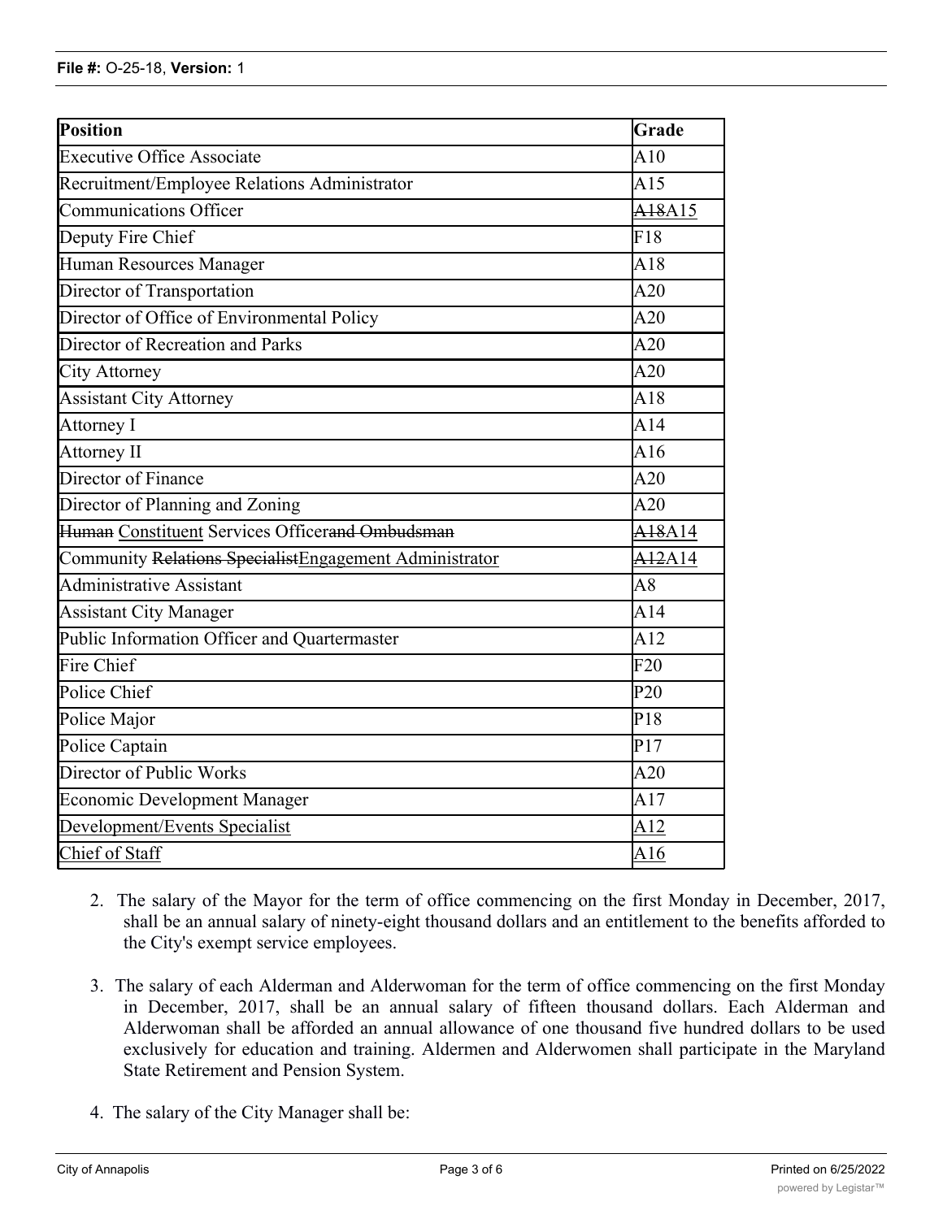| Position | Grade |
|---|---|
| Executive Office Associate | A10 |
| Recruitment/Employee Relations Administrator | A15 |
| Communications Officer | ~~A18~~A15 |
| Deputy Fire Chief | F18 |
| Human Resources Manager | A18 |
| Director of Transportation | A20 |
| Director of Office of Environmental Policy | A20 |
| Director of Recreation and Parks | A20 |
| City Attorney | A20 |
| Assistant City Attorney | A18 |
| Attorney I | A14 |
| Attorney II | A16 |
| Director of Finance | A20 |
| Director of Planning and Zoning | A20 |
| ~~Human~~ Constituent Services Officer~~and Ombudsman~~ | ~~A18~~A14 |
| Community ~~Relations Specialist~~Engagement Administrator | ~~A12~~A14 |
| Administrative Assistant | A8 |
| Assistant City Manager | A14 |
| Public Information Officer and Quartermaster | A12 |
| Fire Chief | F20 |
| Police Chief | P20 |
| Police Major | P18 |
| Police Captain | P17 |
| Director of Public Works | A20 |
| Economic Development Manager | A17 |
| Development/Events Specialist | A12 |
| Chief of Staff | A16 |

2. The salary of the Mayor for the term of office commencing on the first Monday in December, 2017, shall be an annual salary of ninety-eight thousand dollars and an entitlement to the benefits afforded to the City's exempt service employees.

3. The salary of each Alderman and Alderwoman for the term of office commencing on the first Monday in December, 2017, shall be an annual salary of fifteen thousand dollars. Each Alderman and Alderwoman shall be afforded an annual allowance of one thousand five hundred dollars to be used exclusively for education and training. Aldermen and Alderwomen shall participate in the Maryland State Retirement and Pension System.

4. The salary of the City Manager shall be: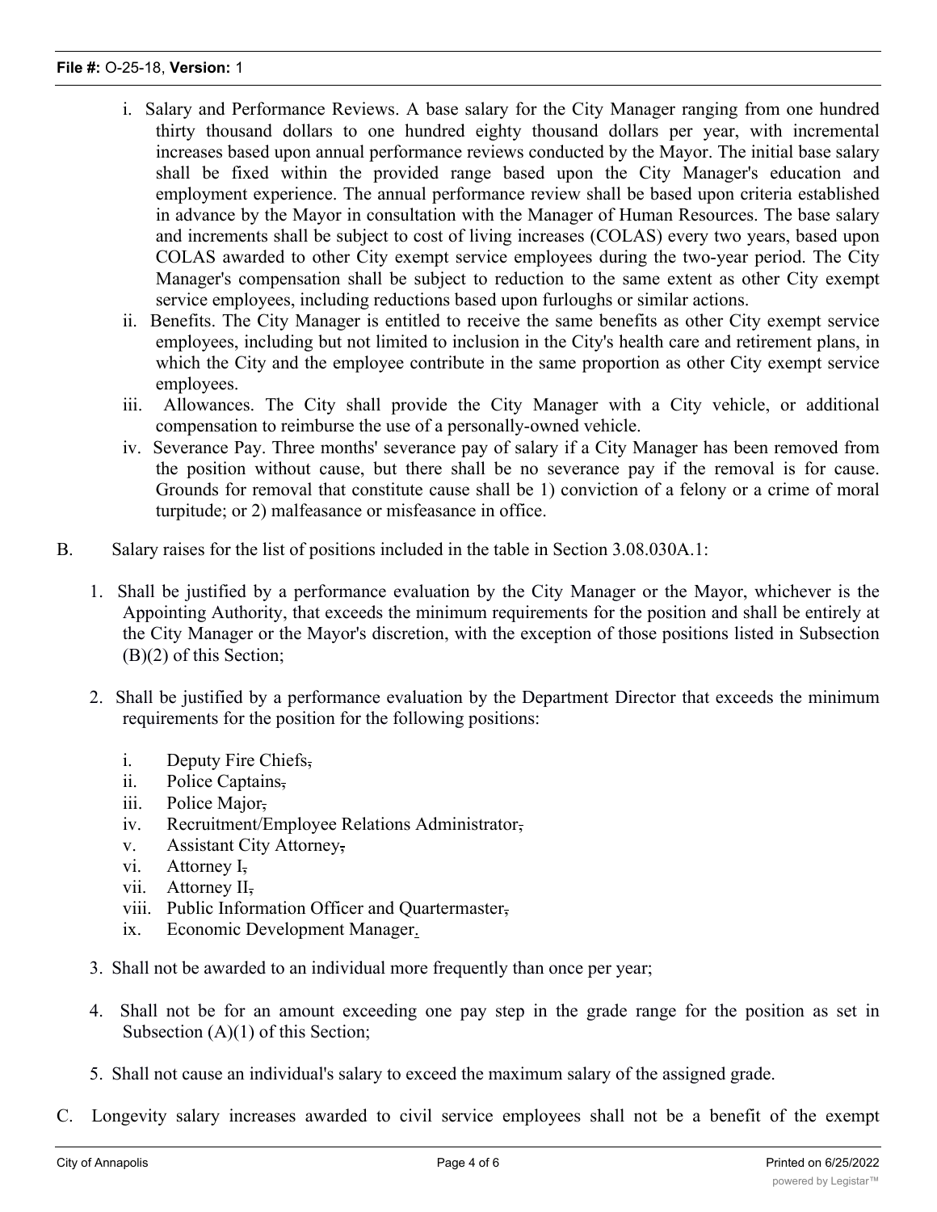i. Salary and Performance Reviews. A base salary for the City Manager ranging from one hundred thirty thousand dollars to one hundred eighty thousand dollars per year, with incremental increases based upon annual performance reviews conducted by the Mayor. The initial base salary shall be fixed within the provided range based upon the City Manager's education and employment experience. The annual performance review shall be based upon criteria established in advance by the Mayor in consultation with the Manager of Human Resources. The base salary and increments shall be subject to cost of living increases (COLAS) every two years, based upon COLAS awarded to other City exempt service employees during the two-year period. The City Manager's compensation shall be subject to reduction to the same extent as other City exempt service employees, including reductions based upon furloughs or similar actions.

ii. Benefits. The City Manager is entitled to receive the same benefits as other City exempt service employees, including but not limited to inclusion in the City's health care and retirement plans, in which the City and the employee contribute in the same proportion as other City exempt service employees.

iii. Allowances. The City shall provide the City Manager with a City vehicle, or additional compensation to reimburse the use of a personally-owned vehicle.

iv. Severance Pay. Three months' severance pay of salary if a City Manager has been removed from the position without cause, but there shall be no severance pay if the removal is for cause. Grounds for removal that constitute cause shall be 1) conviction of a felony or a crime of moral turpitude; or 2) malfeasance or misfeasance in office.

B. Salary raises for the list of positions included in the table in Section 3.08.030A.1:

1. Shall be justified by a performance evaluation by the City Manager or the Mayor, whichever is the Appointing Authority, that exceeds the minimum requirements for the position and shall be entirely at the City Manager or the Mayor's discretion, with the exception of those positions listed in Subsection (B)(2) of this Section;

2. Shall be justified by a performance evaluation by the Department Director that exceeds the minimum requirements for the position for the following positions:

   i. Deputy Fire Chiefs~~,~~
   ii. Police Captains~~,~~
   iii. Police Major~~,~~
   iv. Recruitment/Employee Relations Administrator~~,~~
   v. Assistant City Attorney~~,~~
   vi. Attorney I~~,~~
   vii. Attorney II~~,~~
   viii. Public Information Officer and Quartermaster~~,~~
   ix. Economic Development Manager<u>.</u>

3. Shall not be awarded to an individual more frequently than once per year;

4. Shall not be for an amount exceeding one pay step in the grade range for the position as set in Subsection (A)(1) of this Section;

5. Shall not cause an individual's salary to exceed the maximum salary of the assigned grade.

C. Longevity salary increases awarded to civil service employees shall not be a benefit of the exempt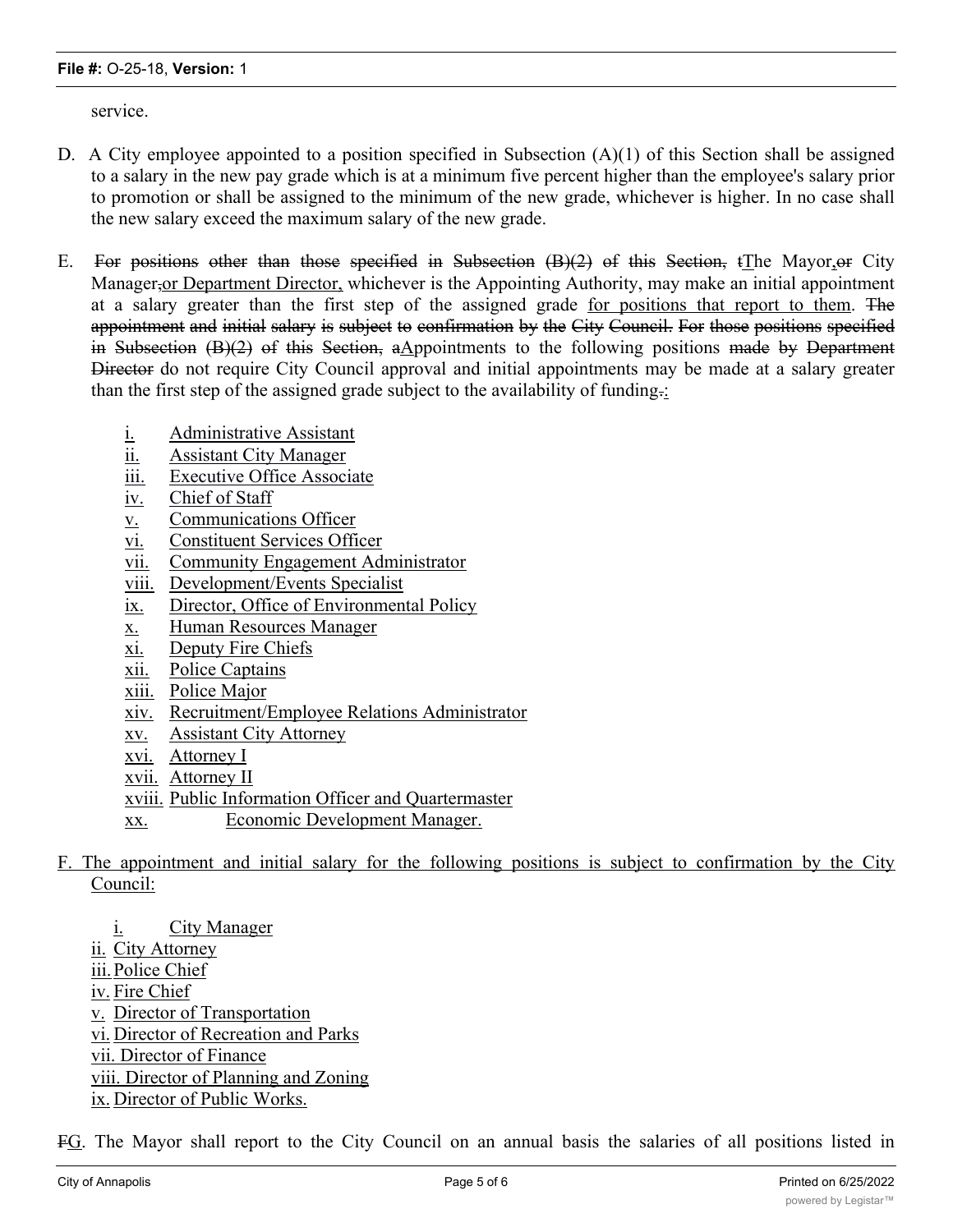service.

D. A City employee appointed to a position specified in Subsection (A)(1) of this Section shall be assigned to a salary in the new pay grade which is at a minimum five percent higher than the employee's salary prior to promotion or shall be assigned to the minimum of the new grade, whichever is higher. In no case shall the new salary exceed the maximum salary of the new grade.

E. ~~For positions other than those specified in Subsection (B)(2) of this Section, t~~The Mayor~~,or~~ City Manager~~,~~or Department Director, whichever is the Appointing Authority, may make an initial appointment at a salary greater than the first step of the assigned grade for positions that report to them. ~~The appointment and initial salary is subject to confirmation by the City Council. For those positions specified in Subsection (B)(2) of this Section, a~~Appointments to the following positions ~~made by Department Director~~ do not require City Council approval and initial appointments may be made at a salary greater than the first step of the assigned grade subject to the availability of funding~~.~~:

- i. Administrative Assistant
- ii. Assistant City Manager
- iii. Executive Office Associate
- iv. Chief of Staff
- v. Communications Officer
- vi. Constituent Services Officer
- vii. Community Engagement Administrator
- viii. Development/Events Specialist
- ix. Director, Office of Environmental Policy
- x. Human Resources Manager
- xi. Deputy Fire Chiefs
- xii. Police Captains
- xiii. Police Major
- xiv. Recruitment/Employee Relations Administrator
- xv. Assistant City Attorney
- xvi. Attorney I
- xvii. Attorney II
- xviii. Public Information Officer and Quartermaster
- xx. Economic Development Manager.

F. The appointment and initial salary for the following positions is subject to confirmation by the City Council:

- i. City Manager
- ii. City Attorney
- iii. Police Chief
- iv. Fire Chief
- v. Director of Transportation
- vi. Director of Recreation and Parks
- vii. Director of Finance
- viii. Director of Planning and Zoning
- ix. Director of Public Works.

~~F~~G. The Mayor shall report to the City Council on an annual basis the salaries of all positions listed in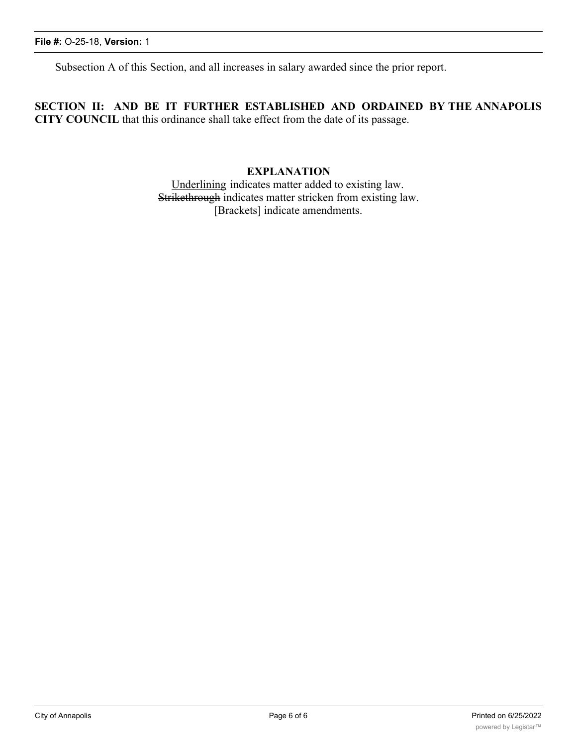Subsection A of this Section, and all increases in salary awarded since the prior report.

**SECTION II: AND BE IT FURTHER ESTABLISHED AND ORDAINED BY THE ANNAPOLIS CITY COUNCIL** that this ordinance shall take effect from the date of its passage.

**EXPLANATION**

<u>Underlining</u> indicates matter added to existing law.
~~Strikethrough~~ indicates matter stricken from existing law.
[Brackets] indicate amendments.